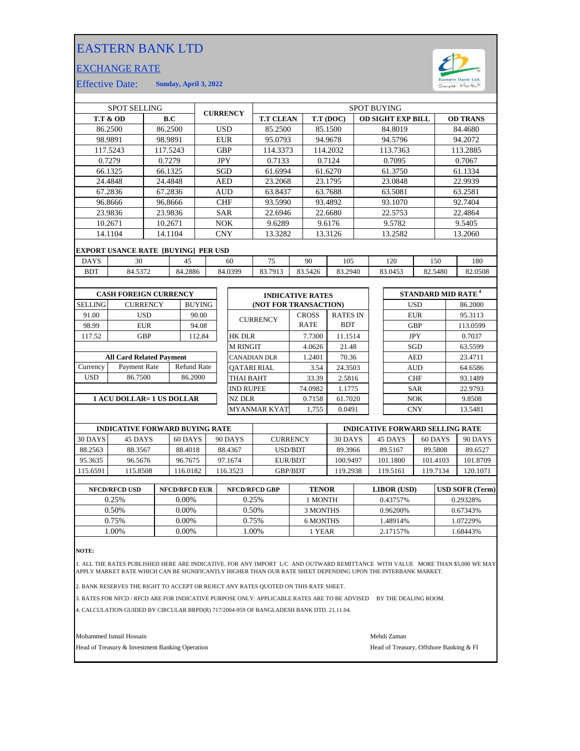# EASTERN BANK LTD

## EXCHANGE RATE

Effective Date: **Sunday, April 3, 2022**

| SPOT SELLING | | CURRENCY | SPOT BUYING | | | |
|---|---|---|---|---|---|---|
| **T.T & OD** | **B.C** | | **T.T CLEAN** | **T.T (DOC)** | **OD SIGHT EXP BILL** | **OD TRANS** |
| 86.2500 | 86.2500 | USD | 85.2500 | 85.1500 | 84.8019 | 84.4680 |
| 98.9891 | 98.9891 | EUR | 95.0793 | 94.9678 | 94.5796 | 94.2072 |
| 117.5243 | 117.5243 | GBP | 114.3373 | 114.2032 | 113.7363 | 113.2885 |
| 0.7279 | 0.7279 | JPY | 0.7133 | 0.7124 | 0.7095 | 0.7067 |
| 66.1325 | 66.1325 | SGD | 61.6994 | 61.6270 | 61.3750 | 61.1334 |
| 24.4848 | 24.4848 | AED | 23.2068 | 23.1795 | 23.0848 | 22.9939 |
| 67.2836 | 67.2836 | AUD | 63.8437 | 63.7688 | 63.5081 | 63.2581 |
| 96.8666 | 96.8666 | CHF | 93.5990 | 93.4892 | 93.1070 | 92.7404 |
| 23.9836 | 23.9836 | SAR | 22.6946 | 22.6680 | 22.5753 | 22.4864 |
| 10.2671 | 10.2671 | NOK | 9.6289 | 9.6176 | 9.5782 | 9.5405 |
| 14.1104 | 14.1104 | CNY | 13.3282 | 13.3126 | 13.2582 | 13.2060 |

**EXPORT USANCE RATE [BUYING] PER USD**

| DAYS | 30 | 45 | 60 | 75 | 90 | 105 | 120 | 150 | 180 |
|---|---|---|---|---|---|---|---|---|---|
| BDT | 84.5372 | 84.2886 | 84.0399 | 83.7913 | 83.5426 | 83.2940 | 83.0453 | 82.5480 | 82.0508 |

**CASH FOREIGN CURRENCY**

| SELLING | CURRENCY | BUYING |
|---|---|---|
| 91.00 | USD | 90.00 |
| 98.99 | EUR | 94.08 |
| 117.52 | GBP | 112.84 |

**All Card Related Payment**

| Currency | Payment Rate | Refund Rate |
|---|---|---|
| USD | 86.7500 | 86.2000 |

**1 ACU DOLLAR= 1 US DOLLAR**

**INDICATIVE RATES (NOT FOR TRANSACTION)**

| CURRENCY | CROSS RATE | RATES IN BDT |
|---|---|---|
| HK DLR | 7.7300 | 11.1514 |
| M RINGIT | 4.0626 | 21.48 |
| CANADIAN DLR | 1.2401 | 70.36 |
| QATARI RIAL | 3.54 | 24.3503 |
| THAI BAHT | 33.39 | 2.5816 |
| IND RUPEE | 74.0982 | 1.1775 |
| NZ DLR | 0.7158 | 61.7020 |
| MYANMAR KYAT | 1,755 | 0.0491 |

**STANDARD MID RATE [4]**

| Currency | Rate |
|---|---|
| USD | 86.2000 |
| EUR | 95.3113 |
| GBP | 113.0599 |
| JPY | 0.7037 |
| SGD | 63.5599 |
| AED | 23.4711 |
| AUD | 64.6586 |
| CHF | 93.1489 |
| SAR | 22.9793 |
| NOK | 9.8508 |
| CNY | 13.5481 |

| INDICATIVE FORWARD BUYING RATE | | | | | INDICATIVE FORWARD SELLING RATE | | | |
|---|---|---|---|---|---|---|---|---|
| 30 DAYS | 45 DAYS | 60 DAYS | 90 DAYS | CURRENCY | 30 DAYS | 45 DAYS | 60 DAYS | 90 DAYS |
| 88.2563 | 88.3567 | 88.4018 | 88.4367 | USD/BDT | 89.3966 | 89.5167 | 89.5808 | 89.6527 |
| 95.3635 | 96.5676 | 96.7675 | 97.1674 | EUR/BDT | 100.9497 | 101.1800 | 101.4103 | 101.8709 |
| 115.6591 | 115.8508 | 116.0182 | 116.3523 | GBP/BDT | 119.2938 | 119.5161 | 119.7134 | 120.1071 |

| NFCD/RFCD USD | NFCD/RFCD EUR | NFCD/RFCD GBP | TENOR | LIBOR (USD) | USD SOFR (Term) |
|---|---|---|---|---|---|
| 0.25% | 0.00% | 0.25% | 1 MONTH | 0.43757% | 0.29328% |
| 0.50% | 0.00% | 0.50% | 3 MONTHS | 0.96200% | 0.67343% |
| 0.75% | 0.00% | 0.75% | 6 MONTHS | 1.48914% | 1.07229% |
| 1.00% | 0.00% | 1.00% | 1 YEAR | 2.17157% | 1.68443% |

**NOTE:**

1. ALL THE RATES PUBLISHED HERE ARE INDICATIVE. FOR ANY IMPORT L/C AND OUTWARD REMITTANCE WITH VALUE MORE THAN $5,000 WE MAY APPLY MARKET RATE WHICH CAN BE SIGNIFICANTLY HIGHER THAN OUR RATE SHEET DEPENDING UPON THE INTERBANK MARKET.

2. BANK RESERVES THE RIGHT TO ACCEPT OR REJECT ANY RATES QUOTED ON THIS RATE SHEET.

3. RATES FOR NFCD / RFCD ARE FOR INDICATIVE PURPOSE ONLY: APPLICABLE RATES ARE TO BE ADVISED BY THE DEALING ROOM.

4. CALCULATION GUIDED BY CIRCULAR BRPD(R) 717/2004-959 OF BANGLADESH BANK DTD. 21.11.04.

Mohammed Ismail Hossain
Head of Treasury & Investment Banking Operation

Mehdi Zaman
Head of Treasury, Offshore Banking & FI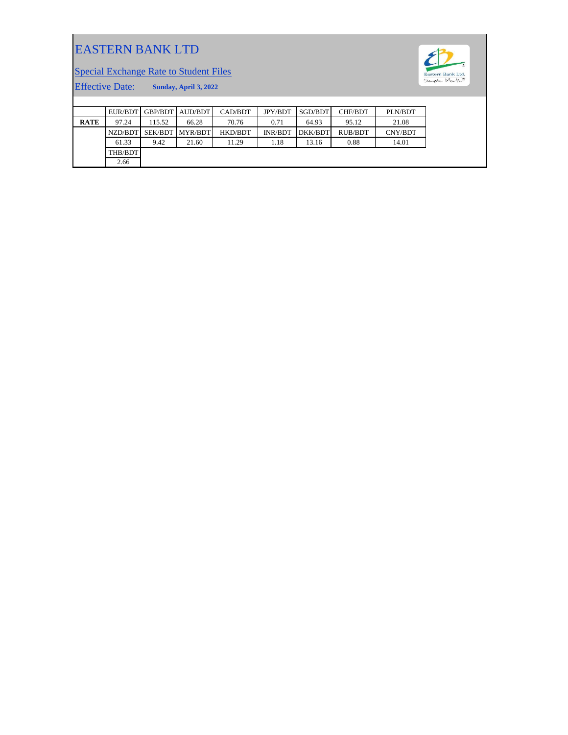# EASTERN BANK LTD

Special Exchange Rate to Student Files

Effective Date: **Sunday, April 3, 2022**

| | | | | | | | | |
|---|---|---|---|---|---|---|---|---|
| | EUR/BDT | GBP/BDT | AUD/BDT | CAD/BDT | JPY/BDT | SGD/BDT | CHF/BDT | PLN/BDT |
| **RATE** | 97.24 | 115.52 | 66.28 | 70.76 | 0.71 | 64.93 | 95.12 | 21.08 |
| | NZD/BDT | SEK/BDT | MYR/BDT | HKD/BDT | INR/BDT | DKK/BDT | RUB/BDT | CNY/BDT |
| | 61.33 | 9.42 | 21.60 | 11.29 | 1.18 | 13.16 | 0.88 | 14.01 |
| | THB/BDT | | | | | | | |
| | 2.66 | | | | | | | |